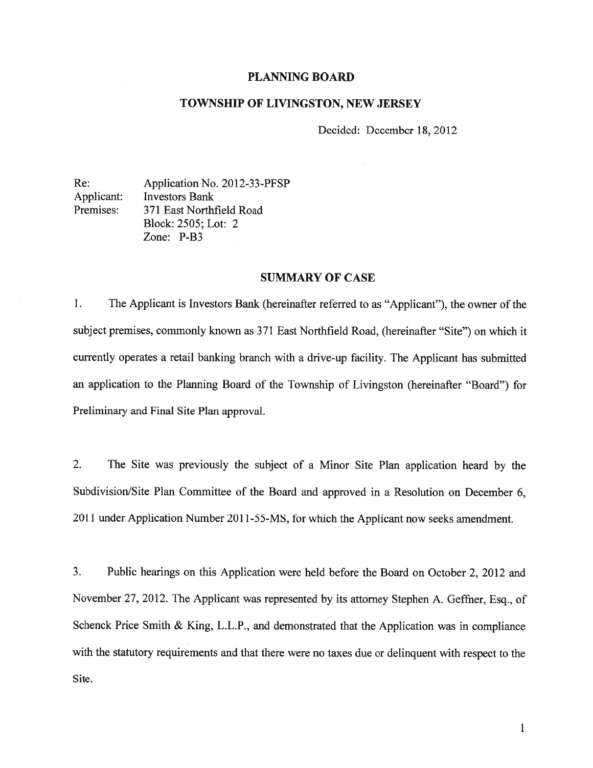# PLANNING BOARD

## TOWNSHIP OF LIVINGSTON, NEW JERSEY

Decided: December 18, 2012

Re: Application No. 2012-33-PFSP
Applicant: Investors Bank
Premises: 371 East Northfield Road
Block: 2505; Lot: 2
Zone: P-B3

## SUMMARY OF CASE

1. The Applicant is Investors Bank (hereinafter referred to as "Applicant"), the owner of the subject premises, commonly known as 371 East Northfield Road, (hereinafter "Site") on which it currently operates a retail banking branch with a drive-up facility. The Applicant has submitted an application to the Planning Board of the Township of Livingston (hereinafter "Board") for Preliminary and Final Site Plan approval.

2. The Site was previously the subject of a Minor Site Plan application heard by the Subdivision/Site Plan Committee of the Board and approved in a Resolution on December 6, 2011 under Application Number 2011-55-MS, for which the Applicant now seeks amendment.

3. Public hearings on this Application were held before the Board on October 2, 2012 and November 27, 2012. The Applicant was represented by its attorney Stephen A. Geffner, Esq., of Schenck Price Smith & King, L.L.P., and demonstrated that the Application was in compliance with the statutory requirements and that there were no taxes due or delinquent with respect to the Site.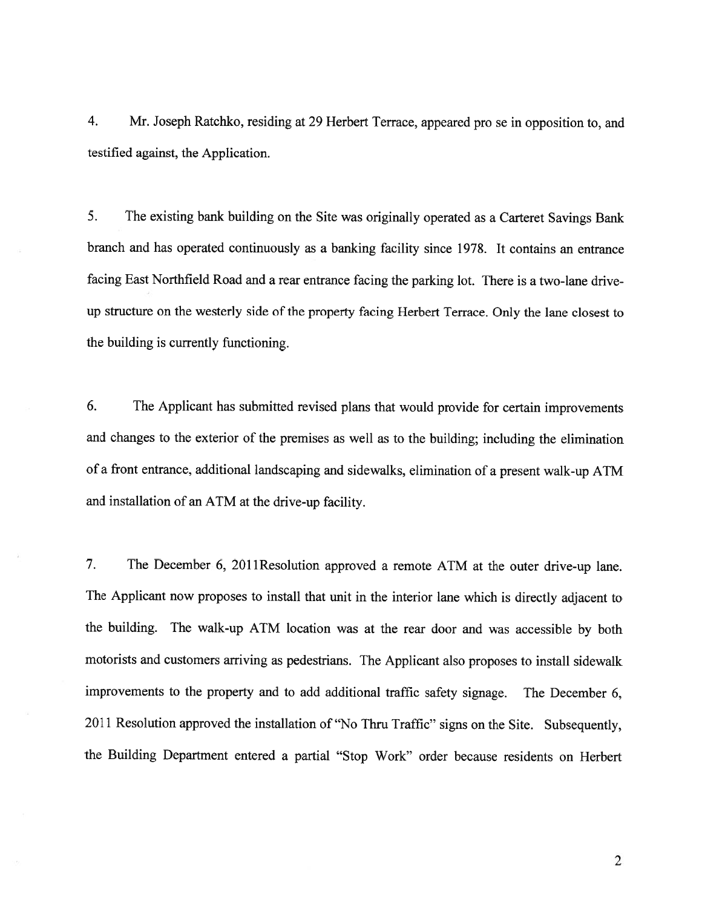4. Mr. Joseph Ratchko, residing at 29 Herbert Terrace, appeared pro se in opposition to, and testified against, the Application.

5. The existing bank building on the Site was originally operated as a Carteret Savings Bank branch and has operated continuously as a banking facility since 1978. It contains an entrance facing East Northfield Road and a rear entrance facing the parking lot. There is a two-lane drive-up structure on the westerly side of the property facing Herbert Terrace. Only the lane closest to the building is currently functioning.

6. The Applicant has submitted revised plans that would provide for certain improvements and changes to the exterior of the premises as well as to the building; including the elimination of a front entrance, additional landscaping and sidewalks, elimination of a present walk-up ATM and installation of an ATM at the drive-up facility.

7. The December 6, 2011Resolution approved a remote ATM at the outer drive-up lane. The Applicant now proposes to install that unit in the interior lane which is directly adjacent to the building. The walk-up ATM location was at the rear door and was accessible by both motorists and customers arriving as pedestrians. The Applicant also proposes to install sidewalk improvements to the property and to add additional traffic safety signage. The December 6, 2011 Resolution approved the installation of "No Thru Traffic" signs on the Site. Subsequently, the Building Department entered a partial "Stop Work" order because residents on Herbert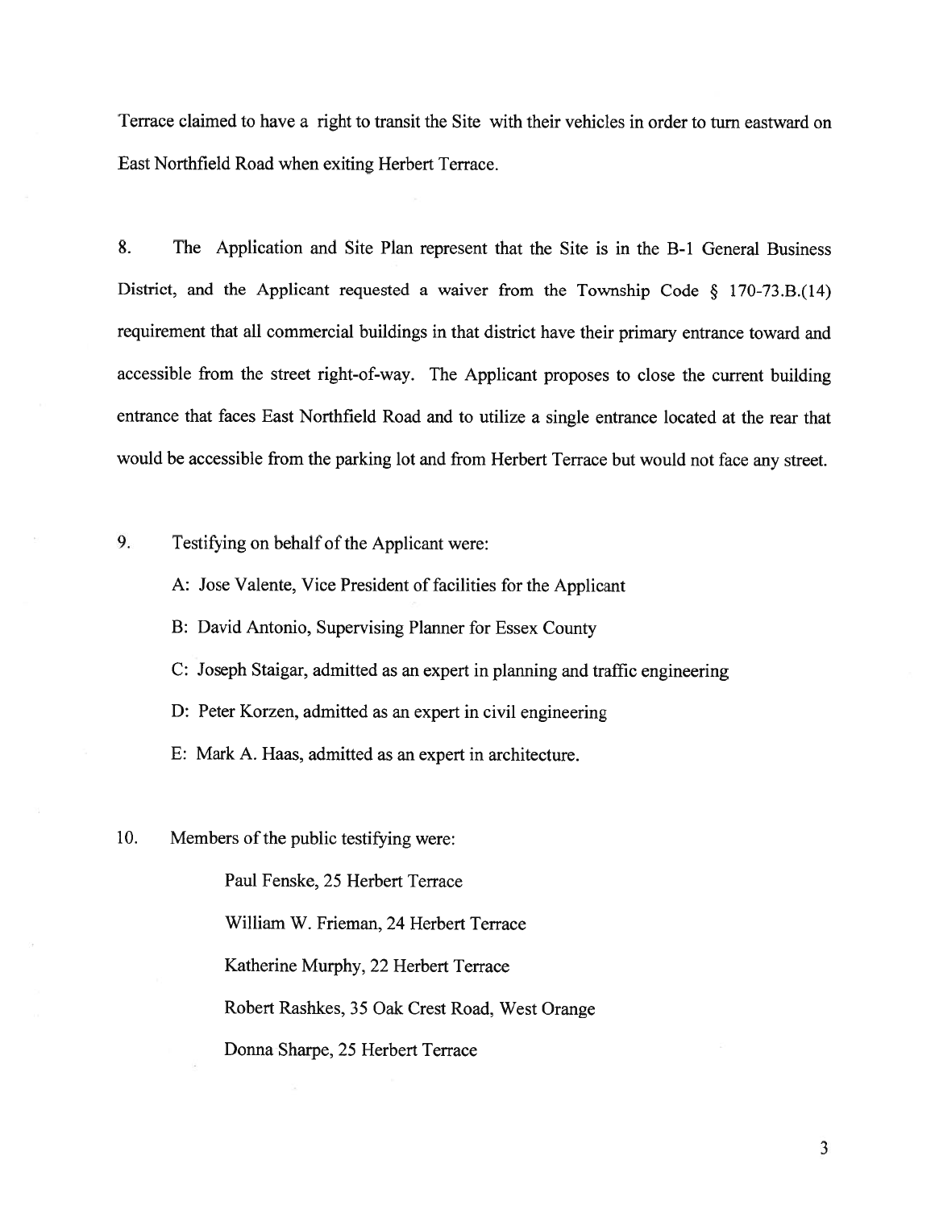Terrace claimed to have a right to transit the Site with their vehicles in order to turn eastward on East Northfield Road when exiting Herbert Terrace.

8. The Application and Site Plan represent that the Site is in the B-1 General Business District, and the Applicant requested a waiver from the Township Code § 170-73.B.(14) requirement that all commercial buildings in that district have their primary entrance toward and accessible from the street right-of-way. The Applicant proposes to close the current building entrance that faces East Northfield Road and to utilize a single entrance located at the rear that would be accessible from the parking lot and from Herbert Terrace but would not face any street.

9. Testifying on behalf of the Applicant were:

A: Jose Valente, Vice President of facilities for the Applicant

B: David Antonio, Supervising Planner for Essex County

C: Joseph Staigar, admitted as an expert in planning and traffic engineering

D: Peter Korzen, admitted as an expert in civil engineering

E: Mark A. Haas, admitted as an expert in architecture.

10. Members of the public testifying were:

Paul Fenske, 25 Herbert Terrace

William W. Frieman, 24 Herbert Terrace

Katherine Murphy, 22 Herbert Terrace

Robert Rashkes, 35 Oak Crest Road, West Orange

Donna Sharpe, 25 Herbert Terrace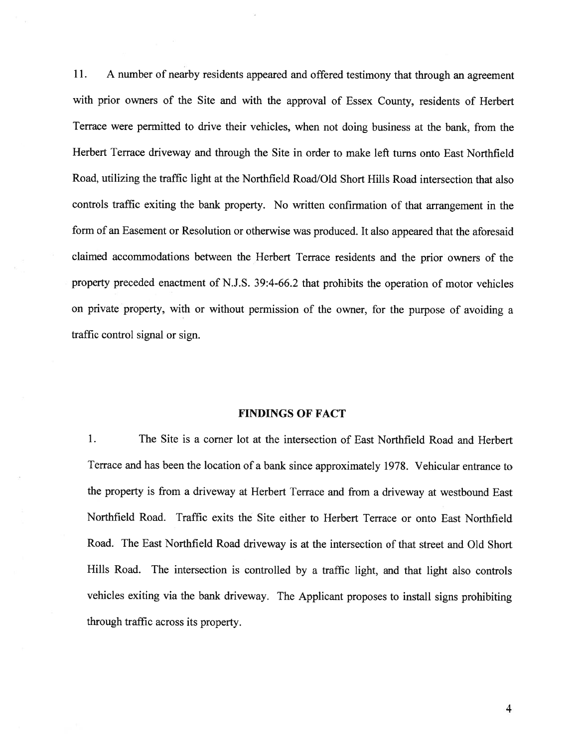11. A number of nearby residents appeared and offered testimony that through an agreement with prior owners of the Site and with the approval of Essex County, residents of Herbert Terrace were permitted to drive their vehicles, when not doing business at the bank, from the Herbert Terrace driveway and through the Site in order to make left turns onto East Northfield Road, utilizing the traffic light at the Northfield Road/Old Short Hills Road intersection that also controls traffic exiting the bank property. No written confirmation of that arrangement in the form of an Easement or Resolution or otherwise was produced. It also appeared that the aforesaid claimed accommodations between the Herbert Terrace residents and the prior owners of the property preceded enactment of N.J.S. 39:4-66.2 that prohibits the operation of motor vehicles on private property, with or without permission of the owner, for the purpose of avoiding a traffic control signal or sign.

## FINDINGS OF FACT

1. The Site is a corner lot at the intersection of East Northfield Road and Herbert Terrace and has been the location of a bank since approximately 1978. Vehicular entrance to the property is from a driveway at Herbert Terrace and from a driveway at westbound East Northfield Road. Traffic exits the Site either to Herbert Terrace or onto East Northfield Road. The East Northfield Road driveway is at the intersection of that street and Old Short Hills Road. The intersection is controlled by a traffic light, and that light also controls vehicles exiting via the bank driveway. The Applicant proposes to install signs prohibiting through traffic across its property.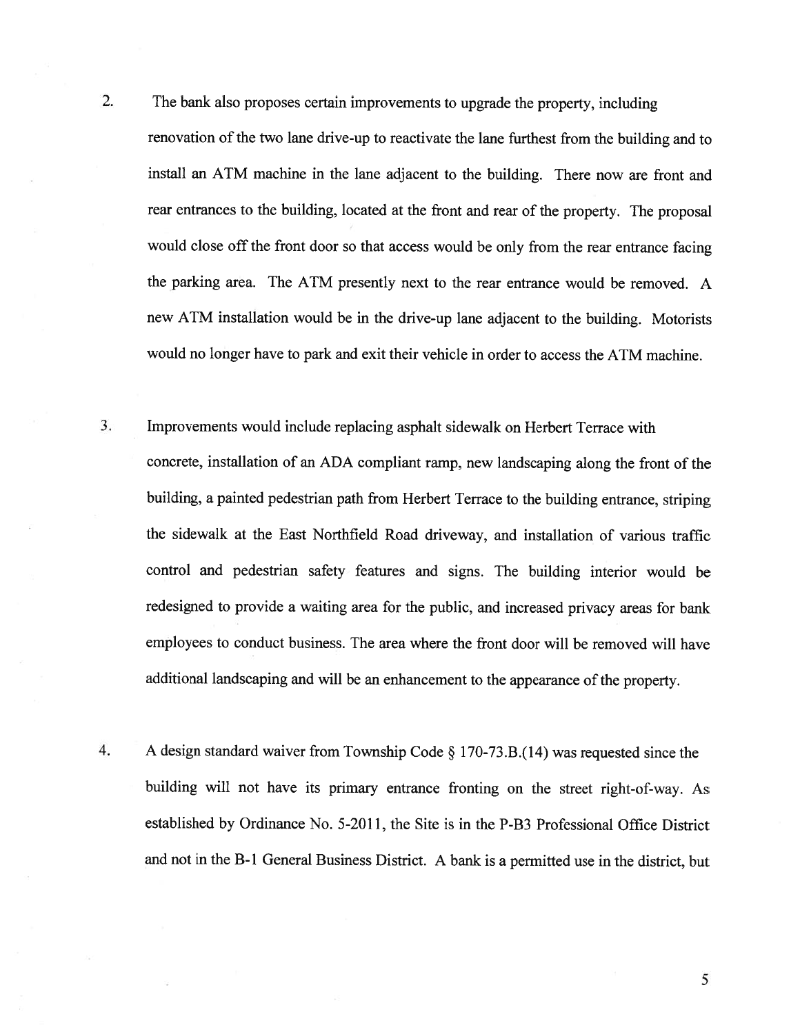2. The bank also proposes certain improvements to upgrade the property, including renovation of the two lane drive-up to reactivate the lane furthest from the building and to install an ATM machine in the lane adjacent to the building. There now are front and rear entrances to the building, located at the front and rear of the property. The proposal would close off the front door so that access would be only from the rear entrance facing the parking area. The ATM presently next to the rear entrance would be removed. A new ATM installation would be in the drive-up lane adjacent to the building. Motorists would no longer have to park and exit their vehicle in order to access the ATM machine.

3. Improvements would include replacing asphalt sidewalk on Herbert Terrace with concrete, installation of an ADA compliant ramp, new landscaping along the front of the building, a painted pedestrian path from Herbert Terrace to the building entrance, striping the sidewalk at the East Northfield Road driveway, and installation of various traffic control and pedestrian safety features and signs. The building interior would be redesigned to provide a waiting area for the public, and increased privacy areas for bank employees to conduct business. The area where the front door will be removed will have additional landscaping and will be an enhancement to the appearance of the property.

4. A design standard waiver from Township Code § 170-73.B.(14) was requested since the building will not have its primary entrance fronting on the street right-of-way. As established by Ordinance No. 5-2011, the Site is in the P-B3 Professional Office District and not in the B-1 General Business District. A bank is a permitted use in the district, but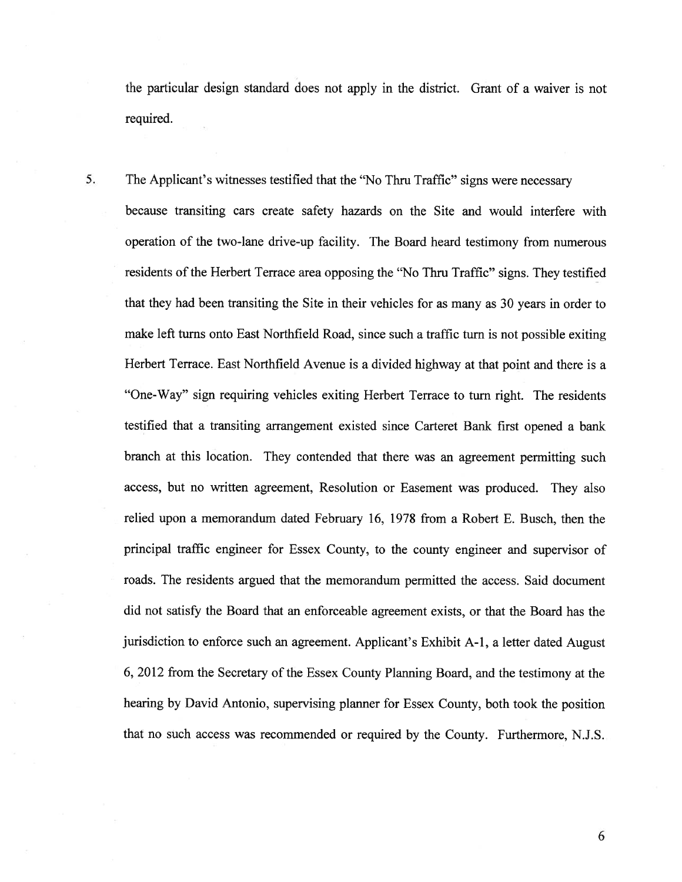the particular design standard does not apply in the district. Grant of a waiver is not required.

5. The Applicant's witnesses testified that the "No Thru Traffic" signs were necessary because transiting cars create safety hazards on the Site and would interfere with operation of the two-lane drive-up facility. The Board heard testimony from numerous residents of the Herbert Terrace area opposing the "No Thru Traffic" signs. They testified that they had been transiting the Site in their vehicles for as many as 30 years in order to make left turns onto East Northfield Road, since such a traffic turn is not possible exiting Herbert Terrace. East Northfield Avenue is a divided highway at that point and there is a "One-Way" sign requiring vehicles exiting Herbert Terrace to turn right. The residents testified that a transiting arrangement existed since Carteret Bank first opened a bank branch at this location. They contended that there was an agreement permitting such access, but no written agreement, Resolution or Easement was produced. They also relied upon a memorandum dated February 16, 1978 from a Robert E. Busch, then the principal traffic engineer for Essex County, to the county engineer and supervisor of roads. The residents argued that the memorandum permitted the access. Said document did not satisfy the Board that an enforceable agreement exists, or that the Board has the jurisdiction to enforce such an agreement. Applicant's Exhibit A-1, a letter dated August 6, 2012 from the Secretary of the Essex County Planning Board, and the testimony at the hearing by David Antonio, supervising planner for Essex County, both took the position that no such access was recommended or required by the County. Furthermore, N.J.S.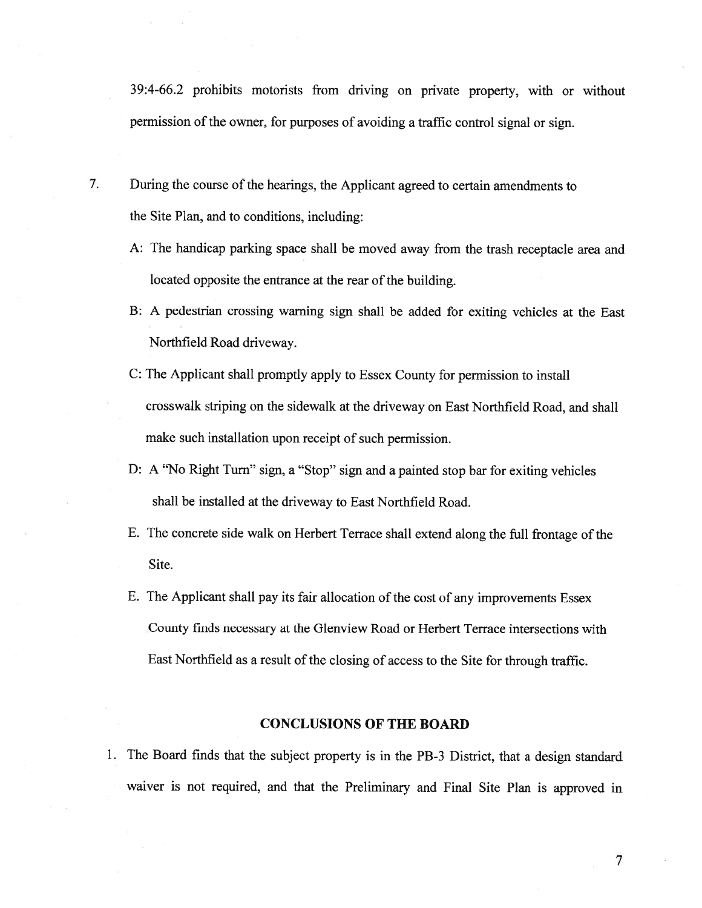39:4-66.2 prohibits motorists from driving on private property, with or without permission of the owner, for purposes of avoiding a traffic control signal or sign.

7. During the course of the hearings, the Applicant agreed to certain amendments to the Site Plan, and to conditions, including:

   A: The handicap parking space shall be moved away from the trash receptacle area and located opposite the entrance at the rear of the building.

   B: A pedestrian crossing warning sign shall be added for exiting vehicles at the East Northfield Road driveway.

   C: The Applicant shall promptly apply to Essex County for permission to install crosswalk striping on the sidewalk at the driveway on East Northfield Road, and shall make such installation upon receipt of such permission.

   D: A "No Right Turn" sign, a "Stop" sign and a painted stop bar for exiting vehicles shall be installed at the driveway to East Northfield Road.

   E. The concrete side walk on Herbert Terrace shall extend along the full frontage of the Site.

   E. The Applicant shall pay its fair allocation of the cost of any improvements Essex County finds necessary at the Glenview Road or Herbert Terrace intersections with East Northfield as a result of the closing of access to the Site for through traffic.

## CONCLUSIONS OF THE BOARD

1. The Board finds that the subject property is in the PB-3 District, that a design standard waiver is not required, and that the Preliminary and Final Site Plan is approved in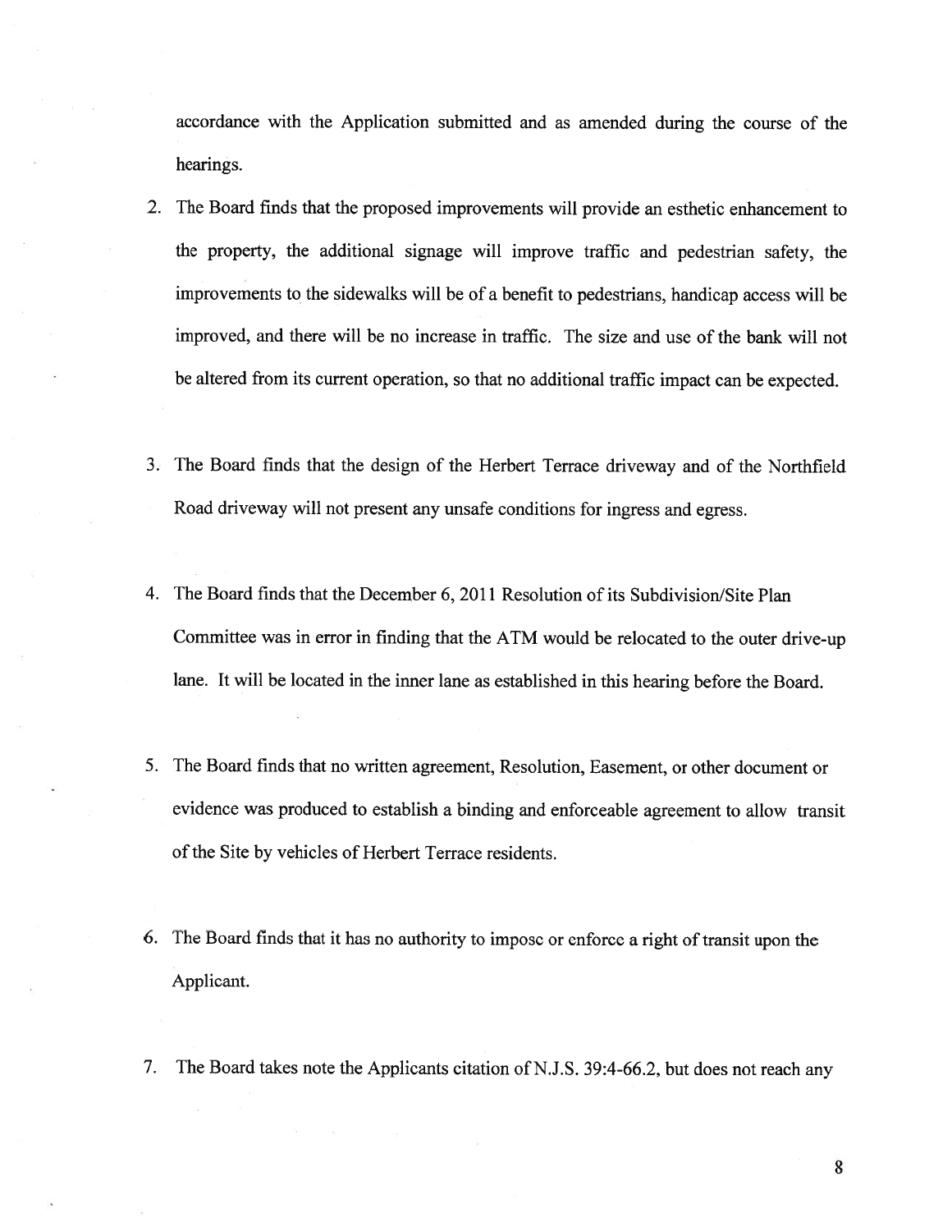accordance with the Application submitted and as amended during the course of the hearings.

2. The Board finds that the proposed improvements will provide an esthetic enhancement to the property, the additional signage will improve traffic and pedestrian safety, the improvements to the sidewalks will be of a benefit to pedestrians, handicap access will be improved, and there will be no increase in traffic. The size and use of the bank will not be altered from its current operation, so that no additional traffic impact can be expected.

3. The Board finds that the design of the Herbert Terrace driveway and of the Northfield Road driveway will not present any unsafe conditions for ingress and egress.

4. The Board finds that the December 6, 2011 Resolution of its Subdivision/Site Plan Committee was in error in finding that the ATM would be relocated to the outer drive-up lane. It will be located in the inner lane as established in this hearing before the Board.

5. The Board finds that no written agreement, Resolution, Easement, or other document or evidence was produced to establish a binding and enforceable agreement to allow transit of the Site by vehicles of Herbert Terrace residents.

6. The Board finds that it has no authority to impose or enforce a right of transit upon the Applicant.

7. The Board takes note the Applicants citation of N.J.S. 39:4-66.2, but does not reach any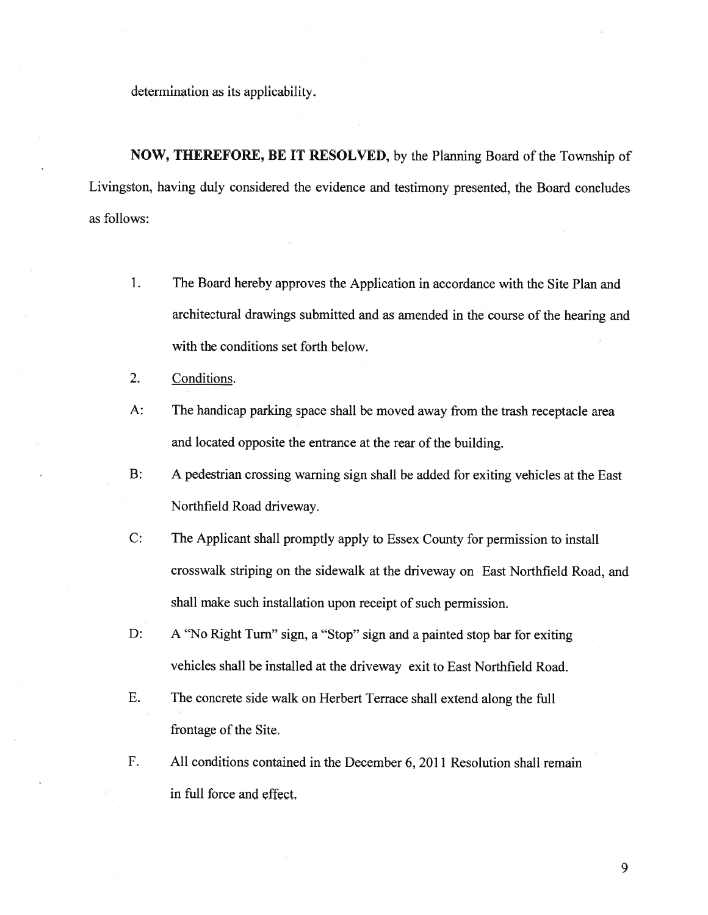determination as its applicability.

**NOW, THEREFORE, BE IT RESOLVED**, by the Planning Board of the Township of Livingston, having duly considered the evidence and testimony presented, the Board concludes as follows:

1. The Board hereby approves the Application in accordance with the Site Plan and architectural drawings submitted and as amended in the course of the hearing and with the conditions set forth below.

2. Conditions.

A: The handicap parking space shall be moved away from the trash receptacle area and located opposite the entrance at the rear of the building.

B: A pedestrian crossing warning sign shall be added for exiting vehicles at the East Northfield Road driveway.

C: The Applicant shall promptly apply to Essex County for permission to install crosswalk striping on the sidewalk at the driveway on East Northfield Road, and shall make such installation upon receipt of such permission.

D: A "No Right Turn" sign, a "Stop" sign and a painted stop bar for exiting vehicles shall be installed at the driveway exit to East Northfield Road.

E. The concrete side walk on Herbert Terrace shall extend along the full frontage of the Site.

F. All conditions contained in the December 6, 2011 Resolution shall remain in full force and effect.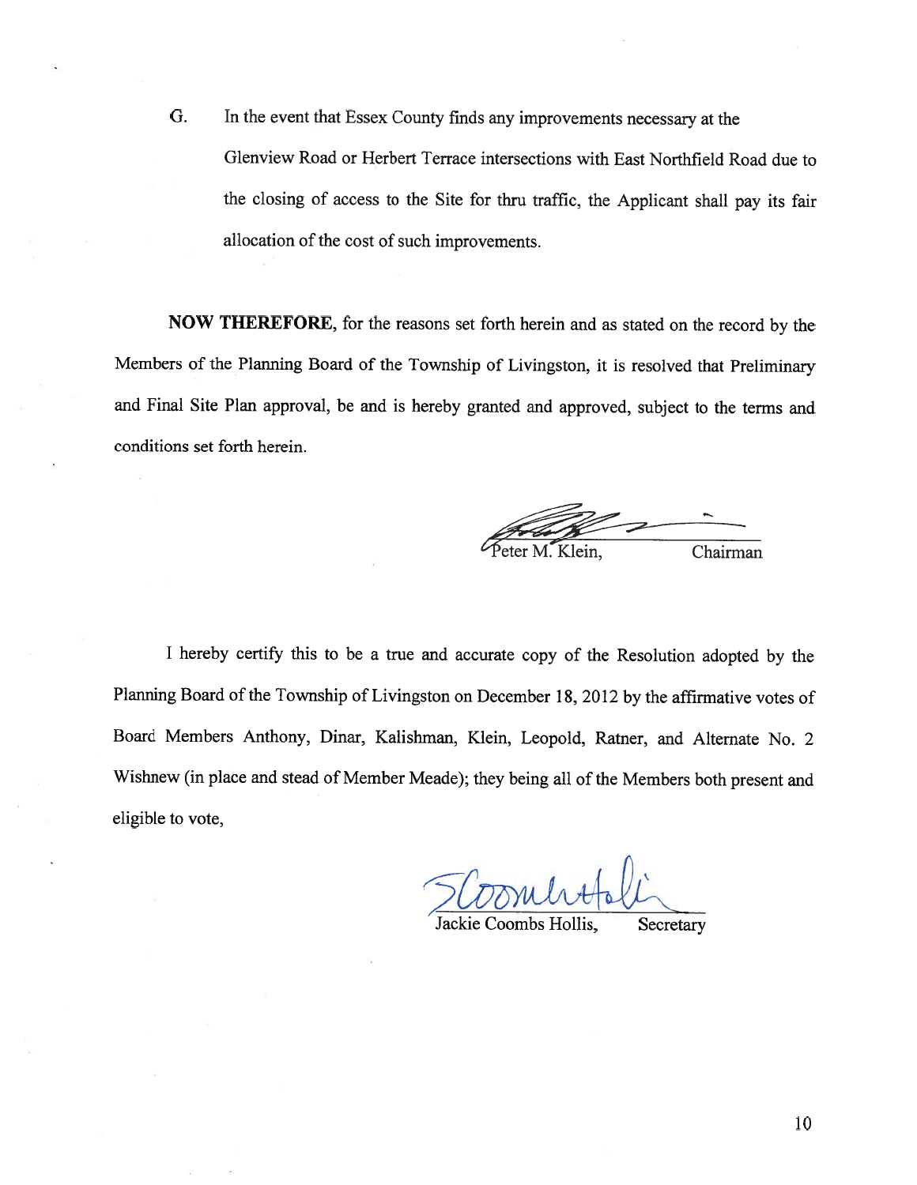G. In the event that Essex County finds any improvements necessary at the Glenview Road or Herbert Terrace intersections with East Northfield Road due to the closing of access to the Site for thru traffic, the Applicant shall pay its fair allocation of the cost of such improvements.

**NOW THEREFORE,** for the reasons set forth herein and as stated on the record by the Members of the Planning Board of the Township of Livingston, it is resolved that Preliminary and Final Site Plan approval, be and is hereby granted and approved, subject to the terms and conditions set forth herein.

Peter M. Klein, Chairman

I hereby certify this to be a true and accurate copy of the Resolution adopted by the Planning Board of the Township of Livingston on December 18, 2012 by the affirmative votes of Board Members Anthony, Dinar, Kalishman, Klein, Leopold, Ratner, and Alternate No. 2 Wishnew (in place and stead of Member Meade); they being all of the Members both present and eligible to vote,

Jackie Coombs Hollis, Secretary